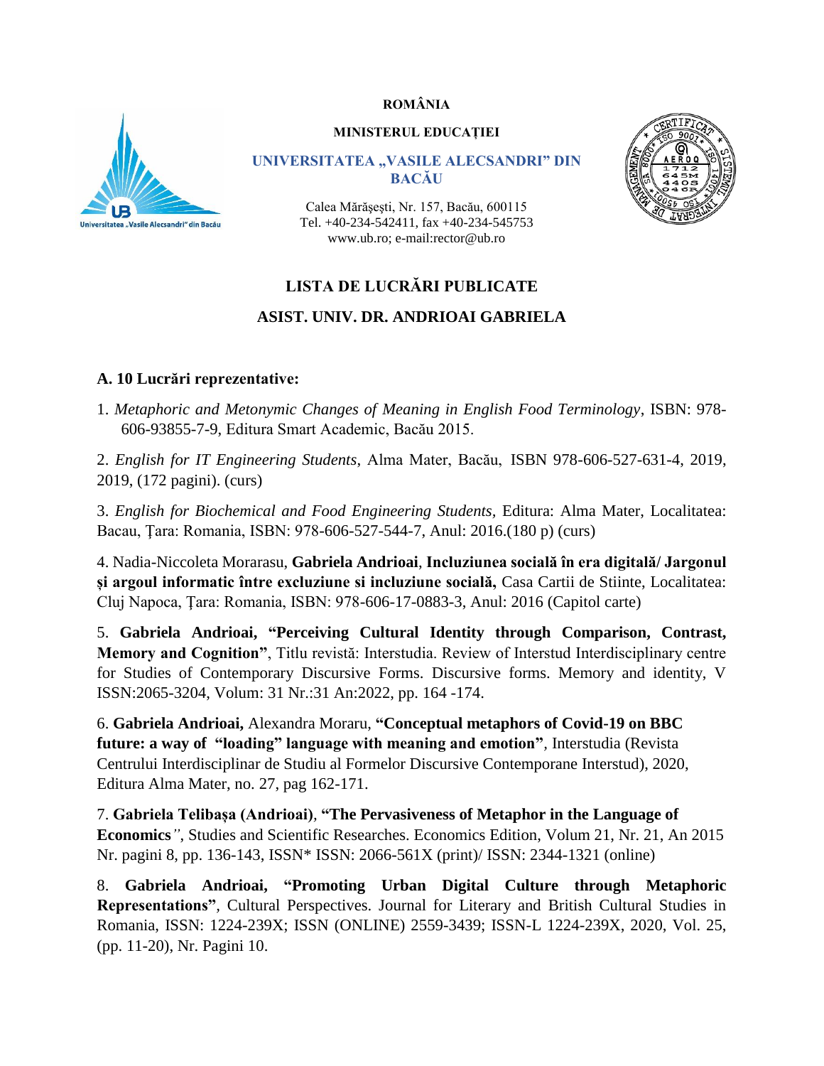**ROMÂNIA**

**MINISTERUL EDUCAȚIEI**

**UNIVERSITATEA „VASILE ALECSANDRI” DIN BACĂU**

Calea Mărăşeşti, Nr. 157, Bacău, 600115
Tel. +40-234-542411, fax +40-234-545753
www.ub.ro; e-mail:rector@ub.ro

## LISTA DE LUCRĂRI PUBLICATE

## ASIST. UNIV. DR. ANDRIOAI GABRIELA

### A. 10 Lucrări reprezentative:

1. *Metaphoric and Metonymic Changes of Meaning in English Food Terminology*, ISBN: 978-606-93855-7-9, Editura Smart Academic, Bacău 2015.

2. *English for IT Engineering Students*, Alma Mater, Bacău, ISBN 978-606-527-631-4, 2019, 2019, (172 pagini). (curs)

3. *English for Biochemical and Food Engineering Students*, Editura: Alma Mater, Localitatea: Bacau, Ţara: Romania, ISBN: 978-606-527-544-7, Anul: 2016.(180 p) (curs)

4. Nadia-Niccoleta Morarasu, **Gabriela Andrioai**, **Incluziunea socială în era digitală/ Jargonul și argoul informatic între excluziune si incluziune socială,** Casa Cartii de Stiinte, Localitatea: Cluj Napoca, Ţara: Romania, ISBN: 978-606-17-0883-3, Anul: 2016 (Capitol carte)

5. **Gabriela Andrioai, "Perceiving Cultural Identity through Comparison, Contrast, Memory and Cognition"**, Titlu revistă: Interstudia. Review of Interstud Interdisciplinary centre for Studies of Contemporary Discursive Forms. Discursive forms. Memory and identity, V ISSN:2065-3204, Volum: 31 Nr.:31 An:2022, pp. 164 -174.

6. **Gabriela Andrioai,** Alexandra Moraru, **"Conceptual metaphors of Covid-19 on BBC future: a way of "loading" language with meaning and emotion"**, Interstudia (Revista Centrului Interdisciplinar de Studiu al Formelor Discursive Contemporane Interstud), 2020, Editura Alma Mater, no. 27, pag 162-171.

7. **Gabriela Telibașa (Andrioai)**, **"The Pervasiveness of Metaphor in the Language of Economics**", Studies and Scientific Researches. Economics Edition, Volum 21, Nr. 21, An 2015 Nr. pagini 8, pp. 136-143, ISSN* ISSN: 2066-561X (print)/ ISSN: 2344-1321 (online)

8. **Gabriela Andrioai, "Promoting Urban Digital Culture through Metaphoric Representations"**, Cultural Perspectives. Journal for Literary and British Cultural Studies in Romania, ISSN: 1224-239X; ISSN (ONLINE) 2559-3439; ISSN-L 1224-239X, 2020, Vol. 25, (pp. 11-20), Nr. Pagini 10.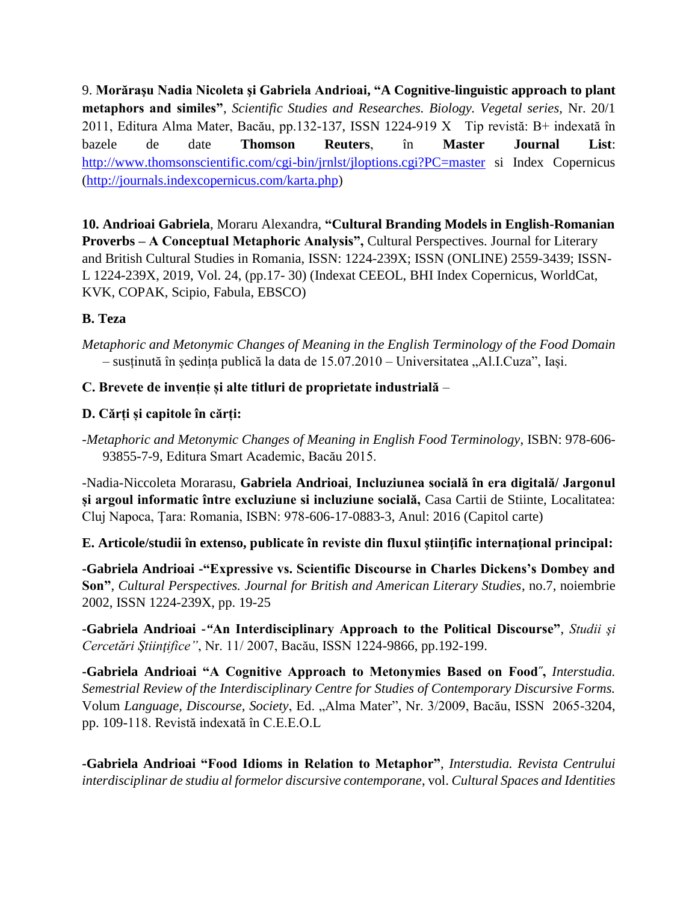9. **Morăraşu Nadia Nicoleta şi Gabriela Andrioai, "A Cognitive-linguistic approach to plant metaphors and similes"**, *Scientific Studies and Researches. Biology. Vegetal series,* Nr. 20/1 2011, Editura Alma Mater, Bacău, pp.132-137, ISSN 1224-919 X Tip revistă: B+ indexată în bazele de date **Thomson Reuters**, în **Master Journal List**: http://www.thomsonscientific.com/cgi-bin/jrnlst/jloptions.cgi?PC=master si Index Copernicus (http://journals.indexcopernicus.com/karta.php)

**10. Andrioai Gabriela**, Moraru Alexandra, **"Cultural Branding Models in English-Romanian Proverbs – A Conceptual Metaphoric Analysis",** Cultural Perspectives. Journal for Literary and British Cultural Studies in Romania, ISSN: 1224-239X; ISSN (ONLINE) 2559-3439; ISSN-L 1224-239X, 2019, Vol. 24, (pp.17- 30) (Indexat CEEOL, BHI Index Copernicus, WorldCat, KVK, COPAK, Scipio, Fabula, EBSCO)

**B. Teza**

*Metaphoric and Metonymic Changes of Meaning in the English Terminology of the Food Domain* – susținută în ședința publică la data de 15.07.2010 – Universitatea „Al.I.Cuza", Iași.

**C. Brevete de invenție și alte titluri de proprietate industrială** –

**D. Cărți și capitole în cărți:**

-*Metaphoric and Metonymic Changes of Meaning in English Food Terminology*, ISBN: 978-606-93855-7-9, Editura Smart Academic, Bacău 2015.

-Nadia-Niccoleta Morarasu, **Gabriela Andrioai**, **Incluziunea socială în era digitală/ Jargonul și argoul informatic între excluziune si incluziune socială,** Casa Cartii de Stiinte, Localitatea: Cluj Napoca, Țara: Romania, ISBN: 978-606-17-0883-3, Anul: 2016 (Capitol carte)

**E. Articole/studii în extenso, publicate în reviste din fluxul ştiinţific internaţional principal:**

**-Gabriela Andrioai -"Expressive vs. Scientific Discourse in Charles Dickens's Dombey and Son"**, *Cultural Perspectives. Journal for British and American Literary Studies*, no.7, noiembrie 2002, ISSN 1224-239X, pp. 19-25

**-Gabriela Andrioai -"An Interdisciplinary Approach to the Political Discourse"**, *Studii şi Cercetări Ştiinţifice"*, Nr. 11/ 2007, Bacău, ISSN 1224-9866, pp.192-199.

**-Gabriela Andrioai "A Cognitive Approach to Metonymies Based on Food″,** *Interstudia. Semestrial Review of the Interdisciplinary Centre for Studies of Contemporary Discursive Forms.* Volum *Language, Discourse, Society*, Ed. „Alma Mater", Nr. 3/2009, Bacău, ISSN 2065-3204, pp. 109-118. Revistă indexată în C.E.E.O.L

**-Gabriela Andrioai "Food Idioms in Relation to Metaphor"**, *Interstudia. Revista Centrului interdisciplinar de studiu al formelor discursive contemporane*, vol. *Cultural Spaces and Identities*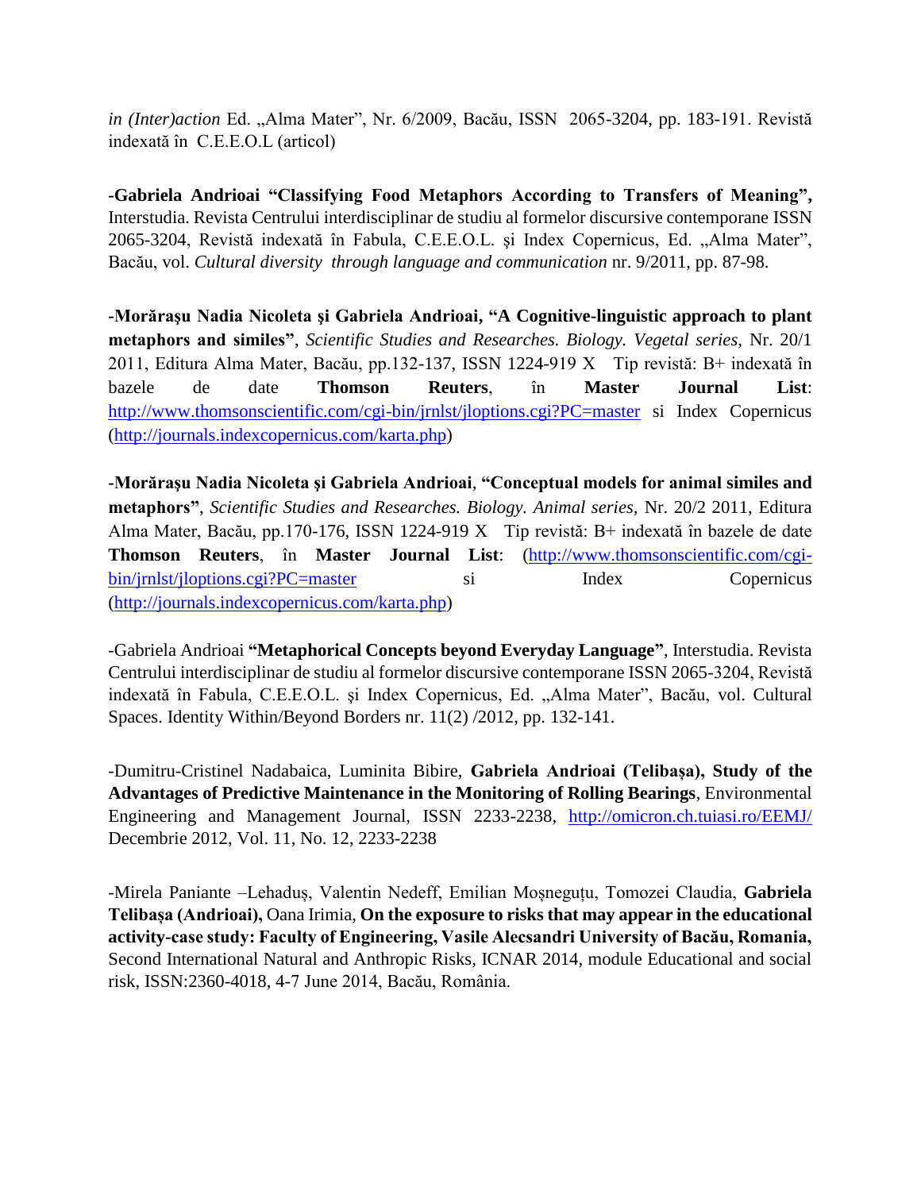*in (Inter)action* Ed. „Alma Mater", Nr. 6/2009, Bacău, ISSN 2065-3204, pp. 183-191. Revistă indexată în C.E.E.O.L (articol)

-**Gabriela Andrioai "Classifying Food Metaphors According to Transfers of Meaning",** Interstudia. Revista Centrului interdisciplinar de studiu al formelor discursive contemporane ISSN 2065-3204, Revistă indexată în Fabula, C.E.E.O.L. şi Index Copernicus, Ed. „Alma Mater", Bacău, vol. *Cultural diversity through language and communication* nr. 9/2011, pp. 87-98.

-**Morăraşu Nadia Nicoleta şi Gabriela Andrioai, "A Cognitive-linguistic approach to plant metaphors and similes"**, *Scientific Studies and Researches. Biology. Vegetal series,* Nr. 20/1 2011, Editura Alma Mater, Bacău, pp.132-137, ISSN 1224-919 X Tip revistă: B+ indexată în bazele de date **Thomson Reuters**, în **Master Journal List**: http://www.thomsonscientific.com/cgi-bin/jrnlst/jloptions.cgi?PC=master si Index Copernicus (http://journals.indexcopernicus.com/karta.php)

-**Morăraşu Nadia Nicoleta şi Gabriela Andrioai**, **"Conceptual models for animal similes and metaphors"**, *Scientific Studies and Researches. Biology. Animal series,* Nr. 20/2 2011, Editura Alma Mater, Bacău, pp.170-176, ISSN 1224-919 X Tip revistă: B+ indexată în bazele de date **Thomson Reuters**, în **Master Journal List**: (http://www.thomsonscientific.com/cgi-bin/jrnlst/jloptions.cgi?PC=master si Index Copernicus (http://journals.indexcopernicus.com/karta.php)

-Gabriela Andrioai **"Metaphorical Concepts beyond Everyday Language"**, Interstudia. Revista Centrului interdisciplinar de studiu al formelor discursive contemporane ISSN 2065-3204, Revistă indexată în Fabula, C.E.E.O.L. şi Index Copernicus, Ed. „Alma Mater", Bacău, vol. Cultural Spaces. Identity Within/Beyond Borders nr. 11(2) /2012, pp. 132-141.

-Dumitru-Cristinel Nadabaica, Luminita Bibire, **Gabriela Andrioai (Telibașa), Study of the Advantages of Predictive Maintenance in the Monitoring of Rolling Bearings**, Environmental Engineering and Management Journal, ISSN 2233-2238, http://omicron.ch.tuiasi.ro/EEMJ/ Decembrie 2012, Vol. 11, No. 12, 2233-2238

-Mirela Paniante –Lehaduș, Valentin Nedeff, Emilian Moșneguțu, Tomozei Claudia, **Gabriela Telibașa (Andrioai),** Oana Irimia, **On the exposure to risks that may appear in the educational activity-case study: Faculty of Engineering, Vasile Alecsandri University of Bacău, Romania,** Second International Natural and Anthropic Risks, ICNAR 2014, module Educational and social risk, ISSN:2360-4018, 4-7 June 2014, Bacău, România.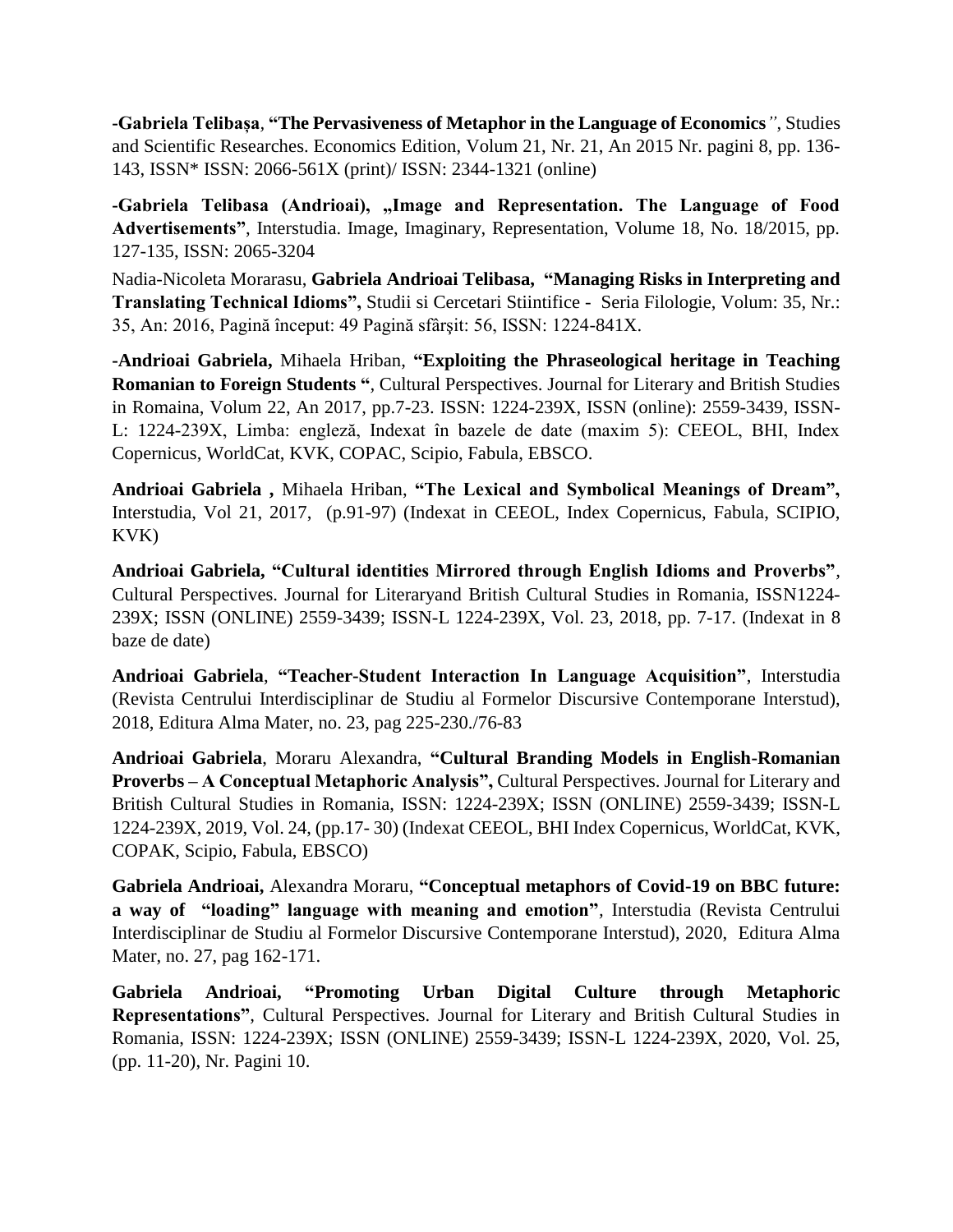**-Gabriela Telibașa**, **"The Pervasiveness of Metaphor in the Language of Economics**", Studies and Scientific Researches. Economics Edition, Volum 21, Nr. 21, An 2015 Nr. pagini 8, pp. 136-143, ISSN* ISSN: 2066-561X (print)/ ISSN: 2344-1321 (online)

**-Gabriela Telibasa (Andrioai), „Image and Representation. The Language of Food Advertisements"**, Interstudia. Image, Imaginary, Representation, Volume 18, No. 18/2015, pp. 127-135, ISSN: 2065-3204

Nadia-Nicoleta Morarasu, **Gabriela Andrioai Telibasa, "Managing Risks in Interpreting and Translating Technical Idioms",** Studii si Cercetari Stiintifice - Seria Filologie, Volum: 35, Nr.: 35, An: 2016, Pagină început: 49 Pagină sfârşit: 56, ISSN: 1224-841X.

**-Andrioai Gabriela,** Mihaela Hriban, **"Exploiting the Phraseological heritage in Teaching Romanian to Foreign Students "**, Cultural Perspectives. Journal for Literary and British Studies in Romaina, Volum 22, An 2017, pp.7-23. ISSN: 1224-239X, ISSN (online): 2559-3439, ISSN-L: 1224-239X, Limba: engleză, Indexat în bazele de date (maxim 5): CEEOL, BHI, Index Copernicus, WorldCat, KVK, COPAC, Scipio, Fabula, EBSCO.

**Andrioai Gabriela ,** Mihaela Hriban, **"The Lexical and Symbolical Meanings of Dream",** Interstudia, Vol 21, 2017, (p.91-97) (Indexat in CEEOL, Index Copernicus, Fabula, SCIPIO, KVK)

**Andrioai Gabriela, "Cultural identities Mirrored through English Idioms and Proverbs"**, Cultural Perspectives. Journal for Literaryand British Cultural Studies in Romania, ISSN1224-239X; ISSN (ONLINE) 2559-3439; ISSN-L 1224-239X, Vol. 23, 2018, pp. 7-17. (Indexat in 8 baze de date)

**Andrioai Gabriela**, **"Teacher-Student Interaction In Language Acquisition"**, Interstudia (Revista Centrului Interdisciplinar de Studiu al Formelor Discursive Contemporane Interstud), 2018, Editura Alma Mater, no. 23, pag 225-230./76-83

**Andrioai Gabriela**, Moraru Alexandra, **"Cultural Branding Models in English-Romanian Proverbs – A Conceptual Metaphoric Analysis",** Cultural Perspectives. Journal for Literary and British Cultural Studies in Romania, ISSN: 1224-239X; ISSN (ONLINE) 2559-3439; ISSN-L 1224-239X, 2019, Vol. 24, (pp.17- 30) (Indexat CEEOL, BHI Index Copernicus, WorldCat, KVK, COPAK, Scipio, Fabula, EBSCO)

**Gabriela Andrioai,** Alexandra Moraru, **"Conceptual metaphors of Covid-19 on BBC future: a way of "loading" language with meaning and emotion"**, Interstudia (Revista Centrului Interdisciplinar de Studiu al Formelor Discursive Contemporane Interstud), 2020, Editura Alma Mater, no. 27, pag 162-171.

**Gabriela Andrioai, "Promoting Urban Digital Culture through Metaphoric Representations"**, Cultural Perspectives. Journal for Literary and British Cultural Studies in Romania, ISSN: 1224-239X; ISSN (ONLINE) 2559-3439; ISSN-L 1224-239X, 2020, Vol. 25, (pp. 11-20), Nr. Pagini 10.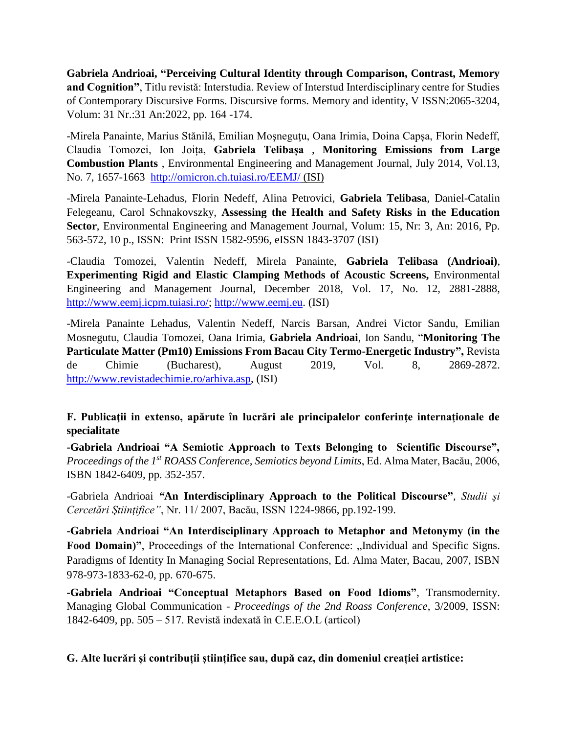**Gabriela Andrioai, "Perceiving Cultural Identity through Comparison, Contrast, Memory and Cognition"**, Titlu revistă: Interstudia. Review of Interstud Interdisciplinary centre for Studies of Contemporary Discursive Forms. Discursive forms. Memory and identity, V ISSN:2065-3204, Volum: 31 Nr.:31 An:2022, pp. 164 -174.

-Mirela Panainte, Marius Stănilă, Emilian Moşneguţu, Oana Irimia, Doina Capșa, Florin Nedeff, Claudia Tomozei, Ion Joița, **Gabriela Telibașa** , **Monitoring Emissions from Large Combustion Plants** , Environmental Engineering and Management Journal, July 2014, Vol.13, No. 7, 1657-1663 http://omicron.ch.tuiasi.ro/EEMJ/ (ISI)

-Mirela Panainte-Lehadus, Florin Nedeff, Alina Petrovici, **Gabriela Telibasa**, Daniel-Catalin Felegeanu, Carol Schnakovszky, **Assessing the Health and Safety Risks in the Education Sector**, Environmental Engineering and Management Journal, Volum: 15, Nr: 3, An: 2016, Pp. 563-572, 10 p., ISSN: Print ISSN 1582-9596, eISSN 1843-3707 (ISI)

-Claudia Tomozei, Valentin Nedeff, Mirela Panainte, **Gabriela Telibasa (Andrioai)**, **Experimenting Rigid and Elastic Clamping Methods of Acoustic Screens,** Environmental Engineering and Management Journal, December 2018, Vol. 17, No. 12, 2881-2888, http://www.eemj.icpm.tuiasi.ro/; http://www.eemj.eu. (ISI)

-Mirela Panainte Lehadus, Valentin Nedeff, Narcis Barsan, Andrei Victor Sandu, Emilian Mosnegutu, Claudia Tomozei, Oana Irimia, **Gabriela Andrioai**, Ion Sandu, "**Monitoring The Particulate Matter (Pm10) Emissions From Bacau City Termo-Energetic Industry",** Revista de Chimie (Bucharest), August 2019, Vol. 8, 2869-2872. http://www.revistadechimie.ro/arhiva.asp, (ISI)

**F. Publicații in extenso, apărute în lucrări ale principalelor conferințe internaționale de specialitate**

-**Gabriela Andrioai "A Semiotic Approach to Texts Belonging to Scientific Discourse",** *Proceedings of the 1st ROASS Conference, Semiotics beyond Limits*, Ed. Alma Mater, Bacău, 2006, ISBN 1842-6409, pp. 352-357.

-Gabriela Andrioai **"An Interdisciplinary Approach to the Political Discourse"**, *Studii şi Cercetări Ştiinţifice"*, Nr. 11/ 2007, Bacău, ISSN 1224-9866, pp.192-199.

-**Gabriela Andrioai "An Interdisciplinary Approach to Metaphor and Metonymy (in the Food Domain)"**, Proceedings of the International Conference: „Individual and Specific Signs. Paradigms of Identity In Managing Social Representations, Ed. Alma Mater, Bacau, 2007, ISBN 978-973-1833-62-0, pp. 670-675.

-**Gabriela Andrioai "Conceptual Metaphors Based on Food Idioms"**, Transmodernity. Managing Global Communication - *Proceedings of the 2nd Roass Conference,* 3/2009, ISSN: 1842-6409, pp. 505 – 517. Revistă indexată în C.E.E.O.L (articol)

**G. Alte lucrări și contribuții științifice sau, după caz, din domeniul creației artistice:**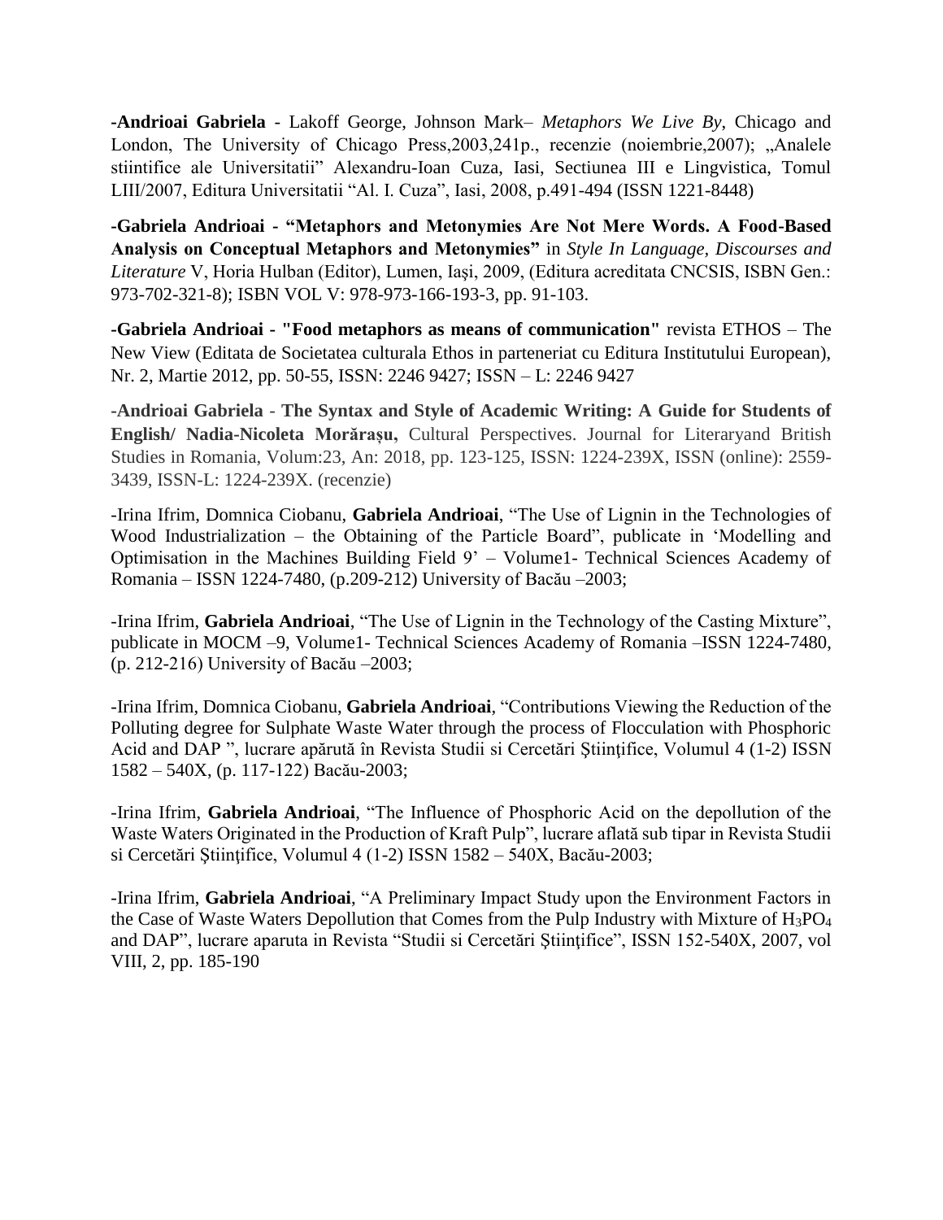-**Andrioai Gabriela** - Lakoff George, Johnson Mark– *Metaphors We Live By*, Chicago and London, The University of Chicago Press,2003,241p., recenzie (noiembrie,2007); „Analele stiintifice ale Universitatii" Alexandru-Ioan Cuza, Iasi, Sectiunea III e Lingvistica, Tomul LIII/2007, Editura Universitatii "Al. I. Cuza", Iasi, 2008, p.491-494 (ISSN 1221-8448)

-**Gabriela Andrioai - "Metaphors and Metonymies Are Not Mere Words. A Food-Based Analysis on Conceptual Metaphors and Metonymies"** in *Style In Language, Discourses and Literature* V, Horia Hulban (Editor), Lumen, Iaşi, 2009, (Editura acreditata CNCSIS, ISBN Gen.: 973-702-321-8); ISBN VOL V: 978-973-166-193-3, pp. 91-103.

-**Gabriela Andrioai - "Food metaphors as means of communication"** revista ETHOS – The New View (Editata de Societatea culturala Ethos in parteneriat cu Editura Institutului European), Nr. 2, Martie 2012, pp. 50-55, ISSN: 2246 9427; ISSN – L: 2246 9427

-**Andrioai Gabriela** - **The Syntax and Style of Academic Writing: A Guide for Students of English/ Nadia-Nicoleta Morărașu,** Cultural Perspectives. Journal for Literaryand British Studies in Romania, Volum:23, An: 2018, pp. 123-125, ISSN: 1224-239X, ISSN (online): 2559-3439, ISSN-L: 1224-239X. (recenzie)

-Irina Ifrim, Domnica Ciobanu, **Gabriela Andrioai**, "The Use of Lignin in the Technologies of Wood Industrialization – the Obtaining of the Particle Board", publicate in 'Modelling and Optimisation in the Machines Building Field 9' – Volume1- Technical Sciences Academy of Romania – ISSN 1224-7480, (p.209-212) University of Bacău –2003;

-Irina Ifrim, **Gabriela Andrioai**, "The Use of Lignin in the Technology of the Casting Mixture", publicate in MOCM –9, Volume1- Technical Sciences Academy of Romania –ISSN 1224-7480, (p. 212-216) University of Bacău –2003;

-Irina Ifrim, Domnica Ciobanu, **Gabriela Andrioai**, "Contributions Viewing the Reduction of the Polluting degree for Sulphate Waste Water through the process of Flocculation with Phosphoric Acid and DAP ", lucrare apărută în Revista Studii si Cercetări Ştiinţifice, Volumul 4 (1-2) ISSN 1582 – 540X, (p. 117-122) Bacău-2003;

-Irina Ifrim, **Gabriela Andrioai**, "The Influence of Phosphoric Acid on the depollution of the Waste Waters Originated in the Production of Kraft Pulp", lucrare aflată sub tipar in Revista Studii si Cercetări Ştiinţifice, Volumul 4 (1-2) ISSN 1582 – 540X, Bacău-2003;

-Irina Ifrim, **Gabriela Andrioai**, "A Preliminary Impact Study upon the Environment Factors in the Case of Waste Waters Depollution that Comes from the Pulp Industry with Mixture of $H_3PO_4$ and DAP", lucrare aparuta in Revista "Studii si Cercetări Ştiinţifice", ISSN 152-540X, 2007, vol VIII, 2, pp. 185-190